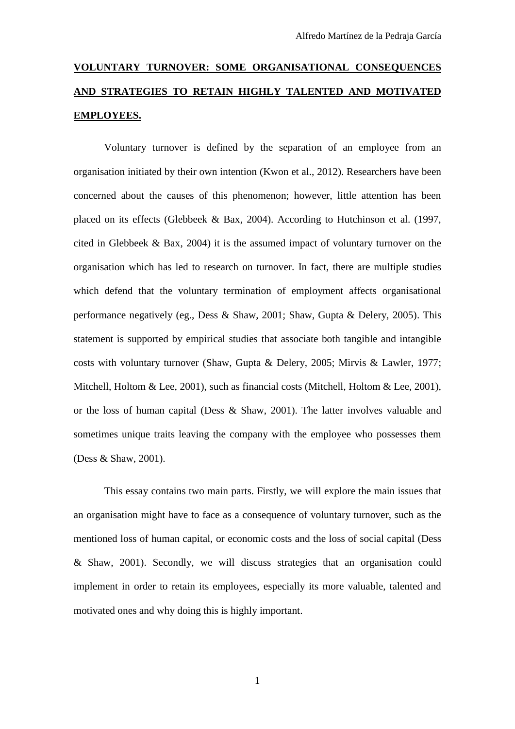Alfredo Martínez de la Pedraja García

# VOLUNTARY TURNOVER: SOME ORGANISATIONAL CONSEQUENCES AND STRATEGIES TO RETAIN HIGHLY TALENTED AND MOTIVATED EMPLOYEES.

Voluntary turnover is defined by the separation of an employee from an organisation initiated by their own intention (Kwon et al., 2012). Researchers have been concerned about the causes of this phenomenon; however, little attention has been placed on its effects (Glebbeek & Bax, 2004). According to Hutchinson et al. (1997, cited in Glebbeek & Bax, 2004) it is the assumed impact of voluntary turnover on the organisation which has led to research on turnover. In fact, there are multiple studies which defend that the voluntary termination of employment affects organisational performance negatively (eg., Dess & Shaw, 2001; Shaw, Gupta & Delery, 2005). This statement is supported by empirical studies that associate both tangible and intangible costs with voluntary turnover (Shaw, Gupta & Delery, 2005; Mirvis & Lawler, 1977; Mitchell, Holtom & Lee, 2001), such as financial costs (Mitchell, Holtom & Lee, 2001), or the loss of human capital (Dess & Shaw, 2001). The latter involves valuable and sometimes unique traits leaving the company with the employee who possesses them (Dess & Shaw, 2001).

This essay contains two main parts. Firstly, we will explore the main issues that an organisation might have to face as a consequence of voluntary turnover, such as the mentioned loss of human capital, or economic costs and the loss of social capital (Dess & Shaw, 2001). Secondly, we will discuss strategies that an organisation could implement in order to retain its employees, especially its more valuable, talented and motivated ones and why doing this is highly important.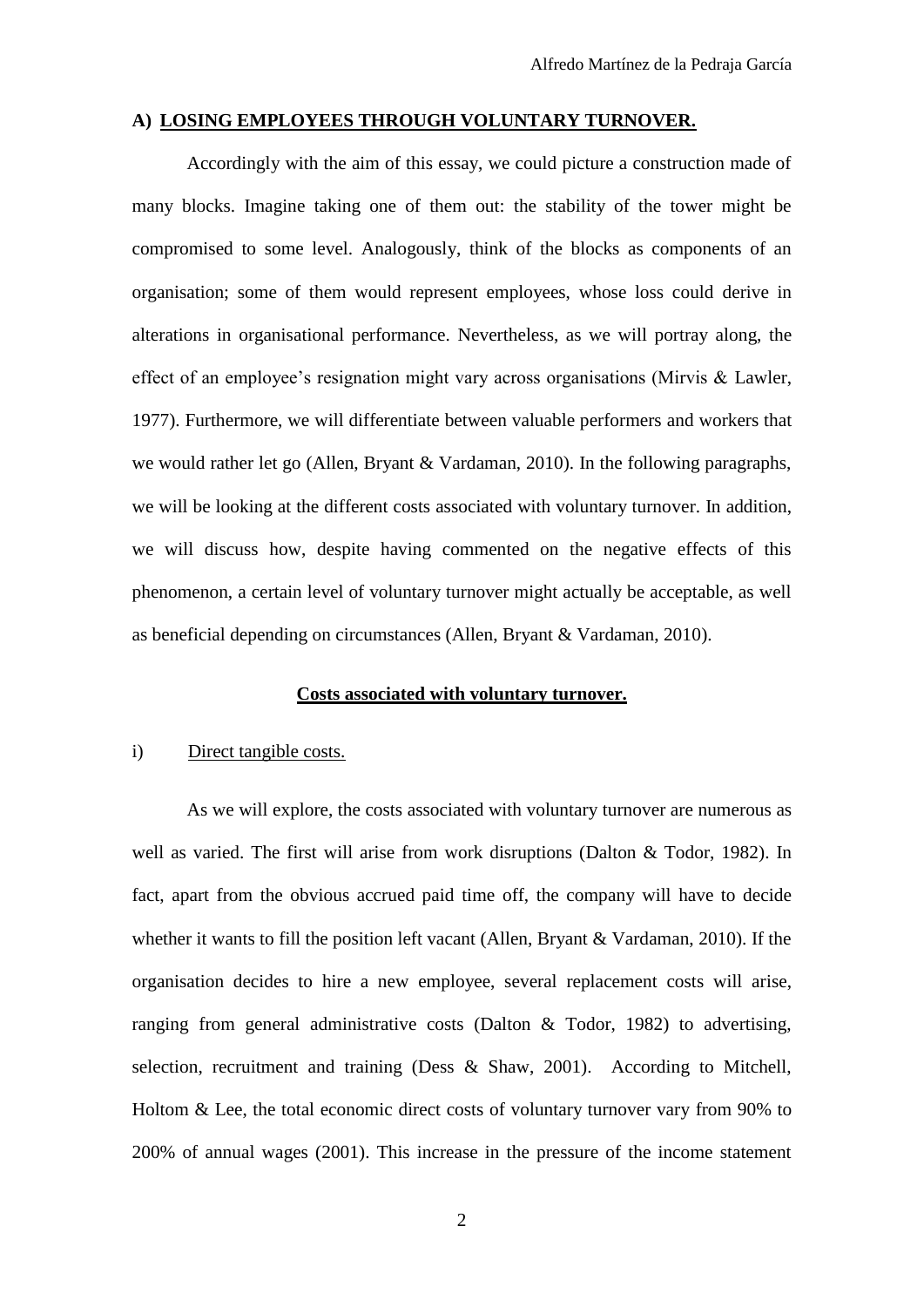## A) LOSING EMPLOYEES THROUGH VOLUNTARY TURNOVER.

Accordingly with the aim of this essay, we could picture a construction made of many blocks. Imagine taking one of them out: the stability of the tower might be compromised to some level. Analogously, think of the blocks as components of an organisation; some of them would represent employees, whose loss could derive in alterations in organisational performance. Nevertheless, as we will portray along, the effect of an employee's resignation might vary across organisations (Mirvis & Lawler, 1977). Furthermore, we will differentiate between valuable performers and workers that we would rather let go (Allen, Bryant & Vardaman, 2010). In the following paragraphs, we will be looking at the different costs associated with voluntary turnover. In addition, we will discuss how, despite having commented on the negative effects of this phenomenon, a certain level of voluntary turnover might actually be acceptable, as well as beneficial depending on circumstances (Allen, Bryant & Vardaman, 2010).

### Costs associated with voluntary turnover.

#### i) Direct tangible costs.

As we will explore, the costs associated with voluntary turnover are numerous as well as varied. The first will arise from work disruptions (Dalton & Todor, 1982). In fact, apart from the obvious accrued paid time off, the company will have to decide whether it wants to fill the position left vacant (Allen, Bryant & Vardaman, 2010). If the organisation decides to hire a new employee, several replacement costs will arise, ranging from general administrative costs (Dalton & Todor, 1982) to advertising, selection, recruitment and training (Dess & Shaw, 2001). According to Mitchell, Holtom & Lee, the total economic direct costs of voluntary turnover vary from 90% to 200% of annual wages (2001). This increase in the pressure of the income statement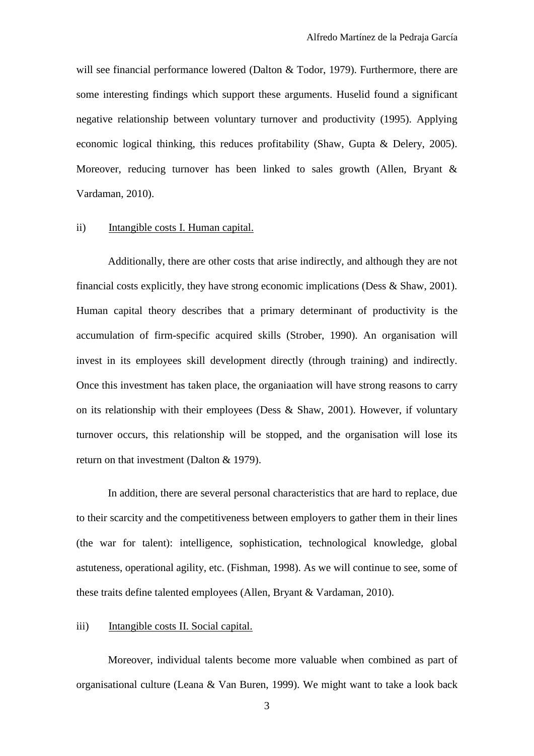will see financial performance lowered (Dalton & Todor, 1979). Furthermore, there are some interesting findings which support these arguments. Huselid found a significant negative relationship between voluntary turnover and productivity (1995). Applying economic logical thinking, this reduces profitability (Shaw, Gupta & Delery, 2005). Moreover, reducing turnover has been linked to sales growth (Allen, Bryant & Vardaman, 2010).

ii) <u>Intangible costs I. Human capital.</u>

Additionally, there are other costs that arise indirectly, and although they are not financial costs explicitly, they have strong economic implications (Dess & Shaw, 2001). Human capital theory describes that a primary determinant of productivity is the accumulation of firm-specific acquired skills (Strober, 1990). An organisation will invest in its employees skill development directly (through training) and indirectly. Once this investment has taken place, the organiaation will have strong reasons to carry on its relationship with their employees (Dess & Shaw, 2001). However, if voluntary turnover occurs, this relationship will be stopped, and the organisation will lose its return on that investment (Dalton & 1979).

In addition, there are several personal characteristics that are hard to replace, due to their scarcity and the competitiveness between employers to gather them in their lines (the war for talent): intelligence, sophistication, technological knowledge, global astuteness, operational agility, etc. (Fishman, 1998). As we will continue to see, some of these traits define talented employees (Allen, Bryant & Vardaman, 2010).

iii) <u>Intangible costs II. Social capital.</u>

Moreover, individual talents become more valuable when combined as part of organisational culture (Leana & Van Buren, 1999). We might want to take a look back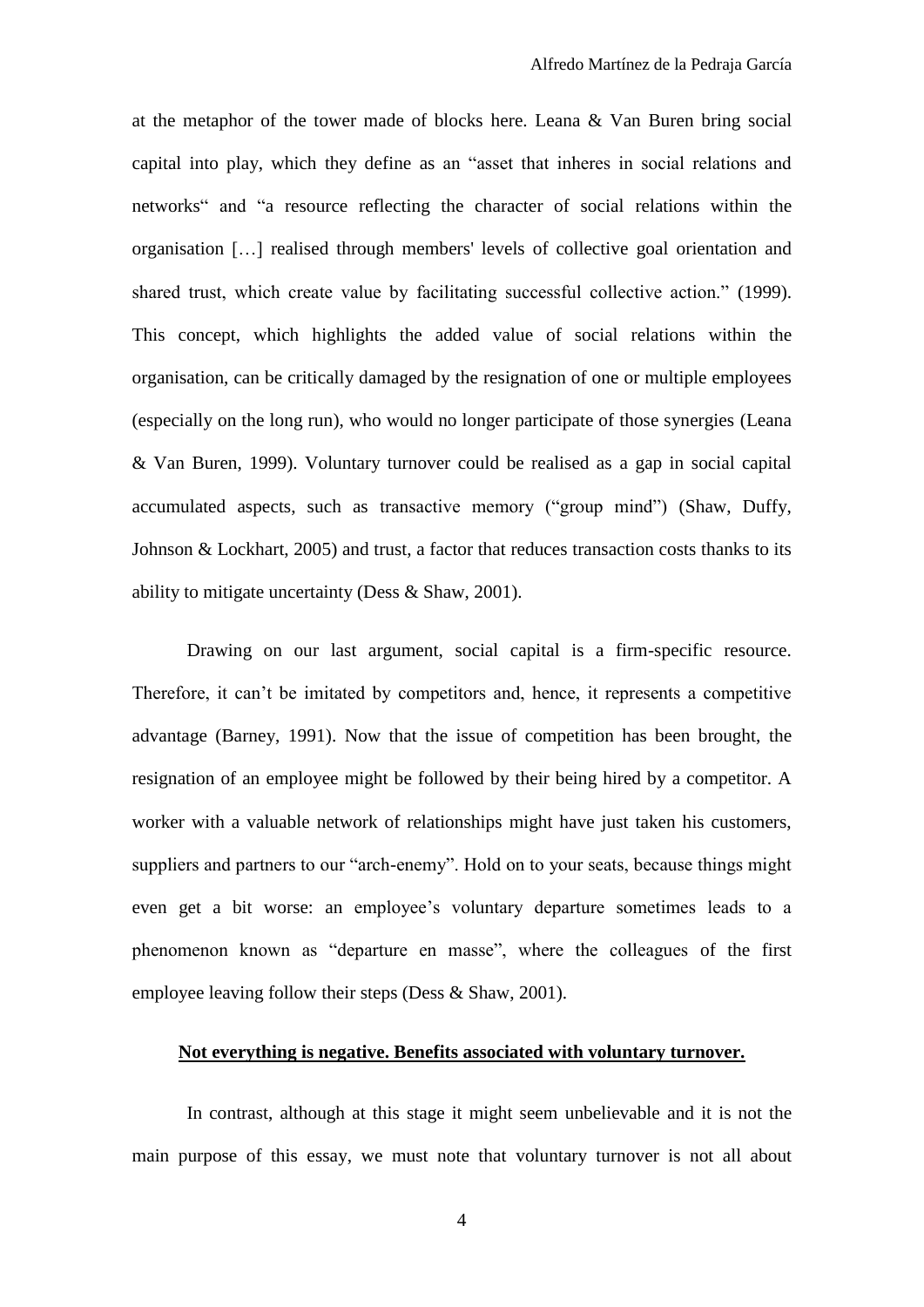at the metaphor of the tower made of blocks here. Leana & Van Buren bring social capital into play, which they define as an "asset that inheres in social relations and networks" and "a resource reflecting the character of social relations within the organisation […] realised through members' levels of collective goal orientation and shared trust, which create value by facilitating successful collective action." (1999). This concept, which highlights the added value of social relations within the organisation, can be critically damaged by the resignation of one or multiple employees (especially on the long run), who would no longer participate of those synergies (Leana & Van Buren, 1999). Voluntary turnover could be realised as a gap in social capital accumulated aspects, such as transactive memory ("group mind") (Shaw, Duffy, Johnson & Lockhart, 2005) and trust, a factor that reduces transaction costs thanks to its ability to mitigate uncertainty (Dess & Shaw, 2001).

Drawing on our last argument, social capital is a firm-specific resource. Therefore, it can't be imitated by competitors and, hence, it represents a competitive advantage (Barney, 1991). Now that the issue of competition has been brought, the resignation of an employee might be followed by their being hired by a competitor. A worker with a valuable network of relationships might have just taken his customers, suppliers and partners to our "arch-enemy". Hold on to your seats, because things might even get a bit worse: an employee's voluntary departure sometimes leads to a phenomenon known as "departure en masse", where the colleagues of the first employee leaving follow their steps (Dess & Shaw, 2001).

## Not everything is negative. Benefits associated with voluntary turnover.

In contrast, although at this stage it might seem unbelievable and it is not the main purpose of this essay, we must note that voluntary turnover is not all about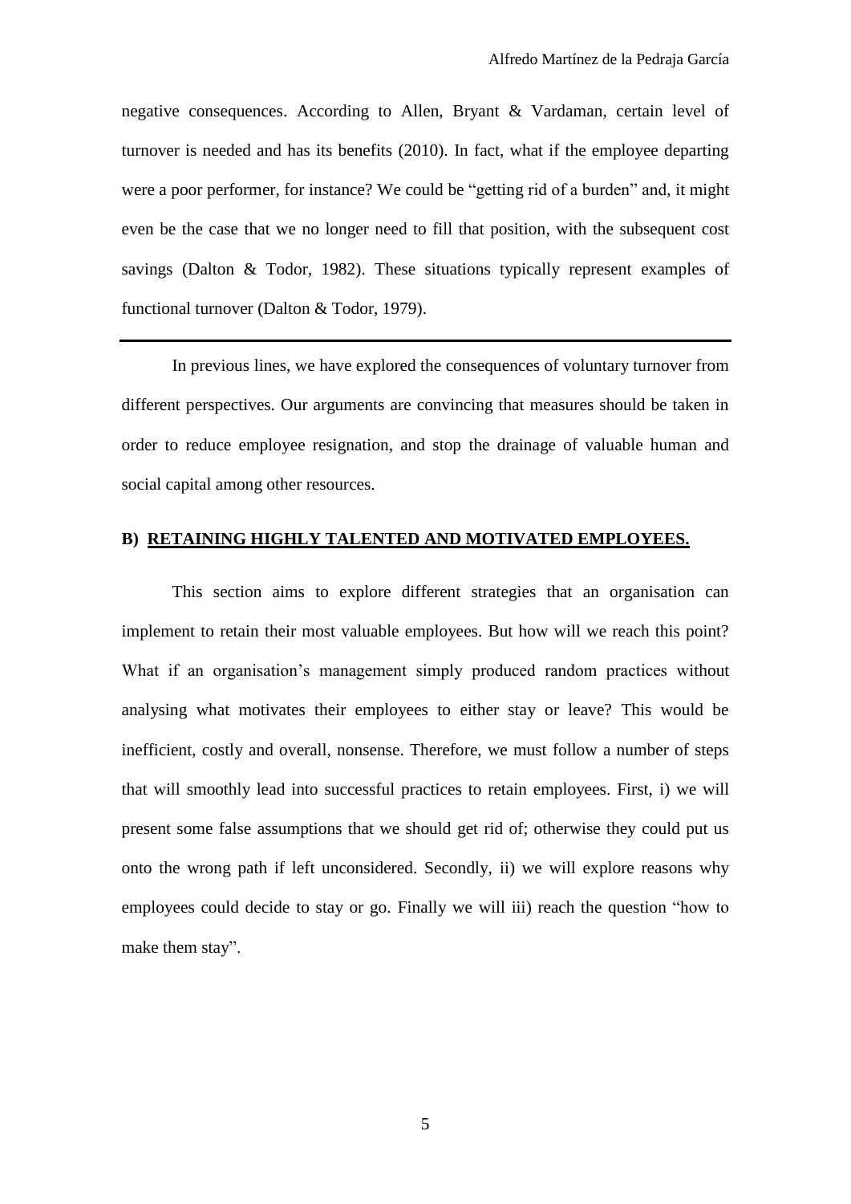negative consequences. According to Allen, Bryant & Vardaman, certain level of turnover is needed and has its benefits (2010). In fact, what if the employee departing were a poor performer, for instance? We could be "getting rid of a burden" and, it might even be the case that we no longer need to fill that position, with the subsequent cost savings (Dalton & Todor, 1982). These situations typically represent examples of functional turnover (Dalton & Todor, 1979).

---

In previous lines, we have explored the consequences of voluntary turnover from different perspectives. Our arguments are convincing that measures should be taken in order to reduce employee resignation, and stop the drainage of valuable human and social capital among other resources.

## B) <u>RETAINING HIGHLY TALENTED AND MOTIVATED EMPLOYEES.</u>

This section aims to explore different strategies that an organisation can implement to retain their most valuable employees. But how will we reach this point? What if an organisation's management simply produced random practices without analysing what motivates their employees to either stay or leave? This would be inefficient, costly and overall, nonsense. Therefore, we must follow a number of steps that will smoothly lead into successful practices to retain employees. First, i) we will present some false assumptions that we should get rid of; otherwise they could put us onto the wrong path if left unconsidered. Secondly, ii) we will explore reasons why employees could decide to stay or go. Finally we will iii) reach the question "how to make them stay".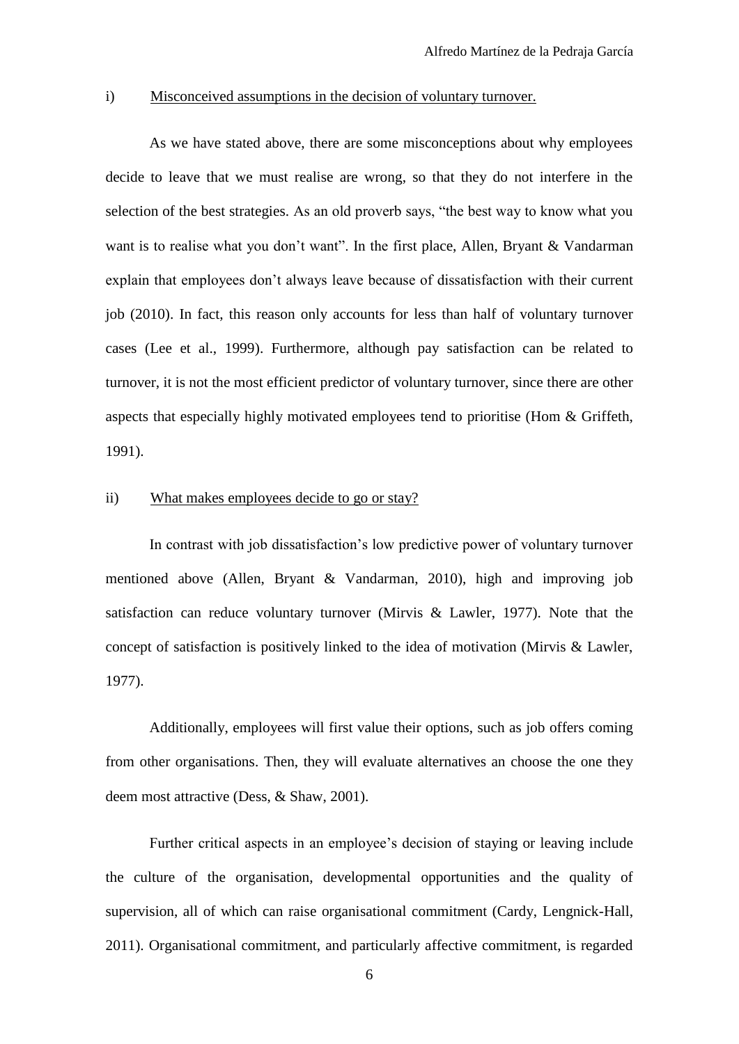i) Misconceived assumptions in the decision of voluntary turnover.

As we have stated above, there are some misconceptions about why employees decide to leave that we must realise are wrong, so that they do not interfere in the selection of the best strategies. As an old proverb says, "the best way to know what you want is to realise what you don't want". In the first place, Allen, Bryant & Vandarman explain that employees don't always leave because of dissatisfaction with their current job (2010). In fact, this reason only accounts for less than half of voluntary turnover cases (Lee et al., 1999). Furthermore, although pay satisfaction can be related to turnover, it is not the most efficient predictor of voluntary turnover, since there are other aspects that especially highly motivated employees tend to prioritise (Hom & Griffeth, 1991).

ii) What makes employees decide to go or stay?

In contrast with job dissatisfaction's low predictive power of voluntary turnover mentioned above (Allen, Bryant & Vandarman, 2010), high and improving job satisfaction can reduce voluntary turnover (Mirvis & Lawler, 1977). Note that the concept of satisfaction is positively linked to the idea of motivation (Mirvis & Lawler, 1977).

Additionally, employees will first value their options, such as job offers coming from other organisations. Then, they will evaluate alternatives an choose the one they deem most attractive (Dess, & Shaw, 2001).

Further critical aspects in an employee's decision of staying or leaving include the culture of the organisation, developmental opportunities and the quality of supervision, all of which can raise organisational commitment (Cardy, Lengnick-Hall, 2011). Organisational commitment, and particularly affective commitment, is regarded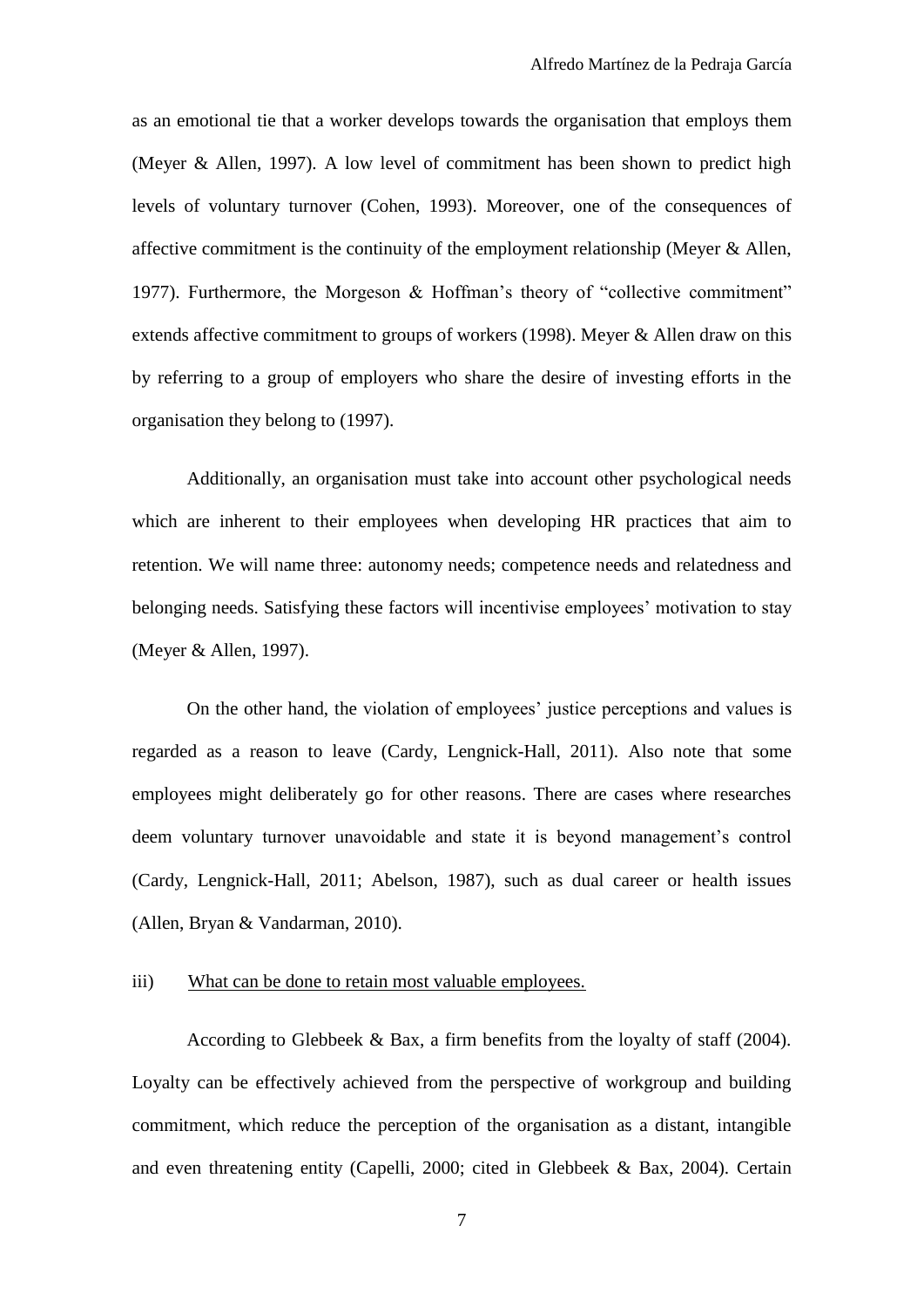as an emotional tie that a worker develops towards the organisation that employs them (Meyer & Allen, 1997). A low level of commitment has been shown to predict high levels of voluntary turnover (Cohen, 1993). Moreover, one of the consequences of affective commitment is the continuity of the employment relationship (Meyer & Allen, 1977). Furthermore, the Morgeson & Hoffman's theory of "collective commitment" extends affective commitment to groups of workers (1998). Meyer & Allen draw on this by referring to a group of employers who share the desire of investing efforts in the organisation they belong to (1997).

Additionally, an organisation must take into account other psychological needs which are inherent to their employees when developing HR practices that aim to retention. We will name three: autonomy needs; competence needs and relatedness and belonging needs. Satisfying these factors will incentivise employees' motivation to stay (Meyer & Allen, 1997).

On the other hand, the violation of employees' justice perceptions and values is regarded as a reason to leave (Cardy, Lengnick-Hall, 2011). Also note that some employees might deliberately go for other reasons. There are cases where researches deem voluntary turnover unavoidable and state it is beyond management's control (Cardy, Lengnick-Hall, 2011; Abelson, 1987), such as dual career or health issues (Allen, Bryan & Vandarman, 2010).

iii) What can be done to retain most valuable employees.

According to Glebbeek & Bax, a firm benefits from the loyalty of staff (2004). Loyalty can be effectively achieved from the perspective of workgroup and building commitment, which reduce the perception of the organisation as a distant, intangible and even threatening entity (Capelli, 2000; cited in Glebbeek & Bax, 2004). Certain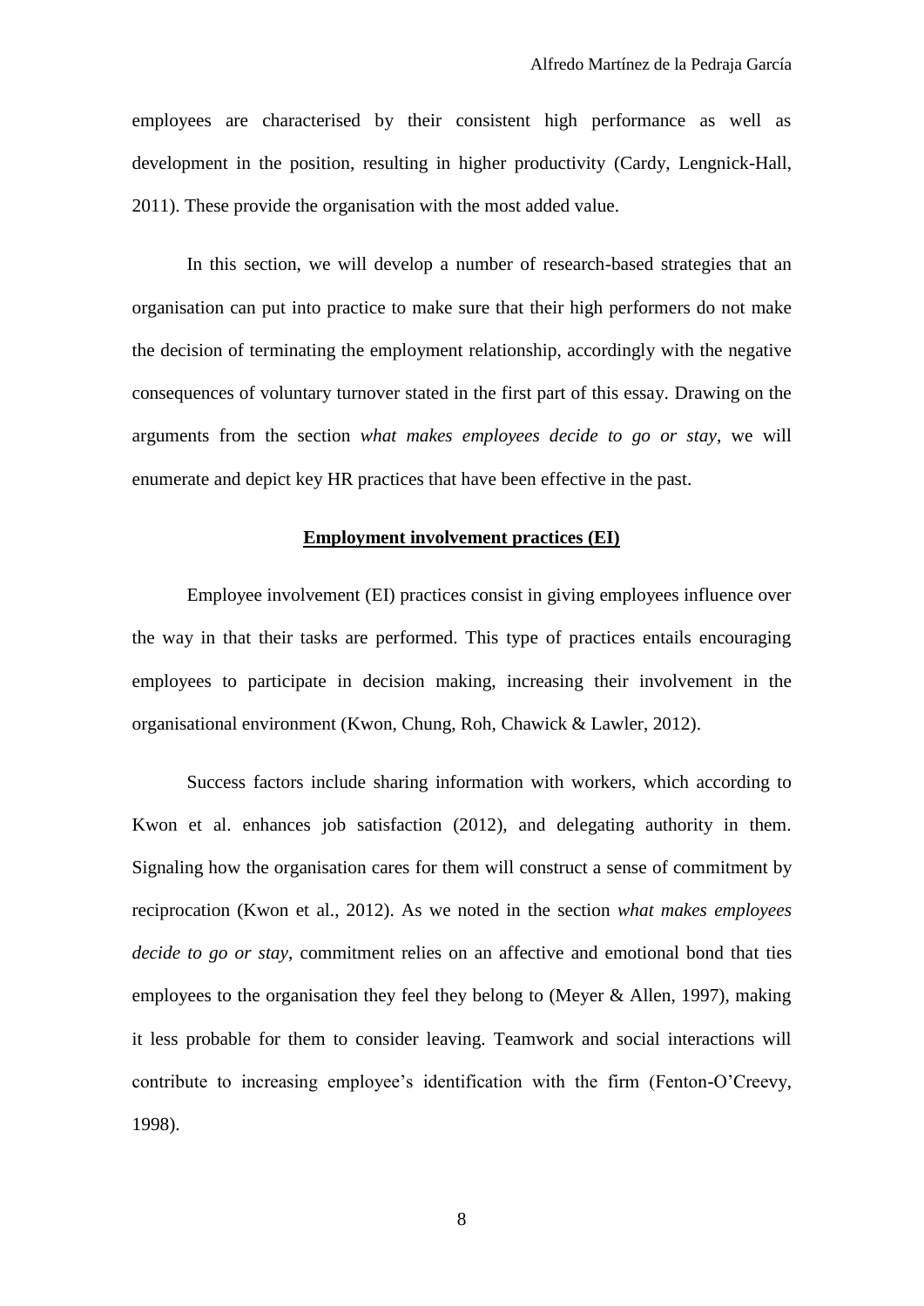employees are characterised by their consistent high performance as well as development in the position, resulting in higher productivity (Cardy, Lengnick-Hall, 2011). These provide the organisation with the most added value.

In this section, we will develop a number of research-based strategies that an organisation can put into practice to make sure that their high performers do not make the decision of terminating the employment relationship, accordingly with the negative consequences of voluntary turnover stated in the first part of this essay. Drawing on the arguments from the section *what makes employees decide to go or stay*, we will enumerate and depict key HR practices that have been effective in the past.

## **Employment involvement practices (EI)**

Employee involvement (EI) practices consist in giving employees influence over the way in that their tasks are performed. This type of practices entails encouraging employees to participate in decision making, increasing their involvement in the organisational environment (Kwon, Chung, Roh, Chawick & Lawler, 2012).

Success factors include sharing information with workers, which according to Kwon et al. enhances job satisfaction (2012), and delegating authority in them. Signaling how the organisation cares for them will construct a sense of commitment by reciprocation (Kwon et al., 2012). As we noted in the section *what makes employees decide to go or stay*, commitment relies on an affective and emotional bond that ties employees to the organisation they feel they belong to (Meyer & Allen, 1997), making it less probable for them to consider leaving. Teamwork and social interactions will contribute to increasing employee's identification with the firm (Fenton-O'Creevy, 1998).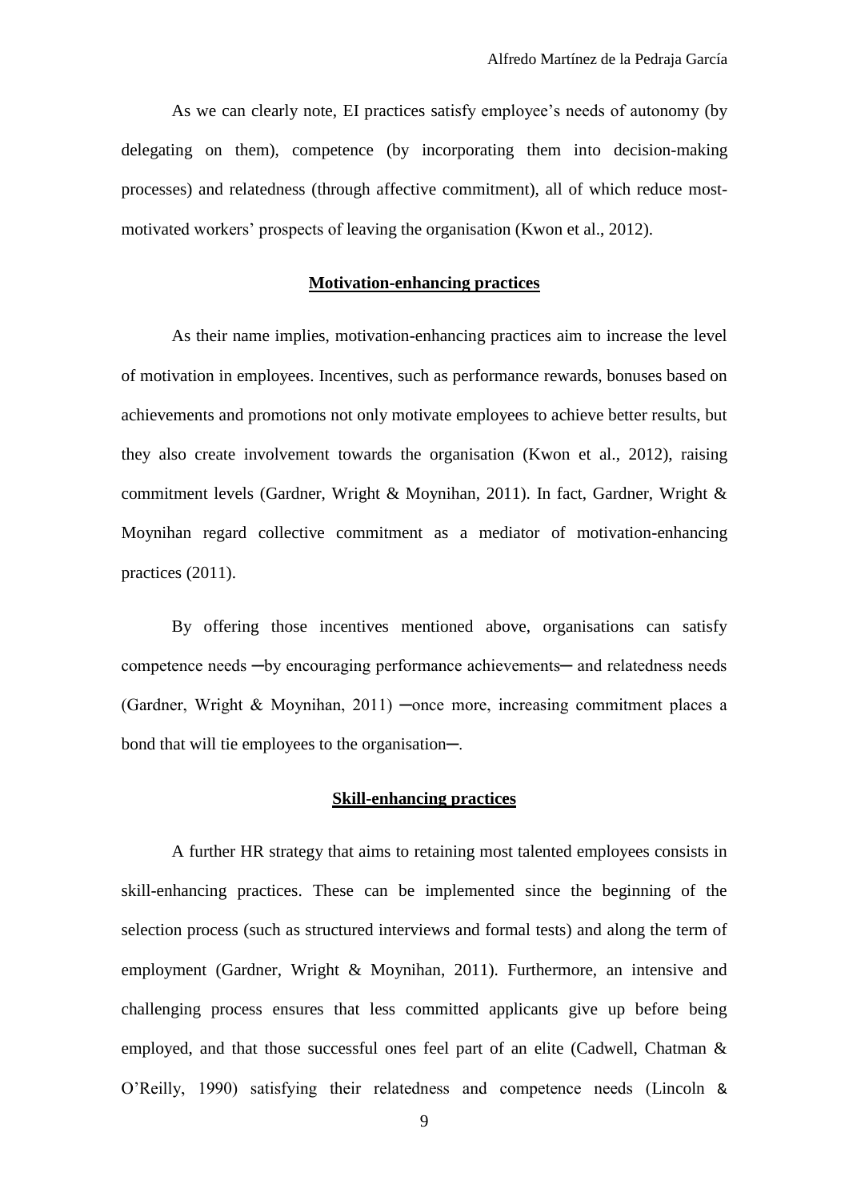As we can clearly note, EI practices satisfy employee's needs of autonomy (by delegating on them), competence (by incorporating them into decision-making processes) and relatedness (through affective commitment), all of which reduce most-motivated workers' prospects of leaving the organisation (Kwon et al., 2012).

## **Motivation-enhancing practices**

As their name implies, motivation-enhancing practices aim to increase the level of motivation in employees. Incentives, such as performance rewards, bonuses based on achievements and promotions not only motivate employees to achieve better results, but they also create involvement towards the organisation (Kwon et al., 2012), raising commitment levels (Gardner, Wright & Moynihan, 2011). In fact, Gardner, Wright & Moynihan regard collective commitment as a mediator of motivation-enhancing practices (2011).

By offering those incentives mentioned above, organisations can satisfy competence needs ─by encouraging performance achievements─ and relatedness needs (Gardner, Wright & Moynihan, 2011) ─once more, increasing commitment places a bond that will tie employees to the organisation─.

## **Skill-enhancing practices**

A further HR strategy that aims to retaining most talented employees consists in skill-enhancing practices. These can be implemented since the beginning of the selection process (such as structured interviews and formal tests) and along the term of employment (Gardner, Wright & Moynihan, 2011). Furthermore, an intensive and challenging process ensures that less committed applicants give up before being employed, and that those successful ones feel part of an elite (Cadwell, Chatman & O'Reilly, 1990) satisfying their relatedness and competence needs (Lincoln &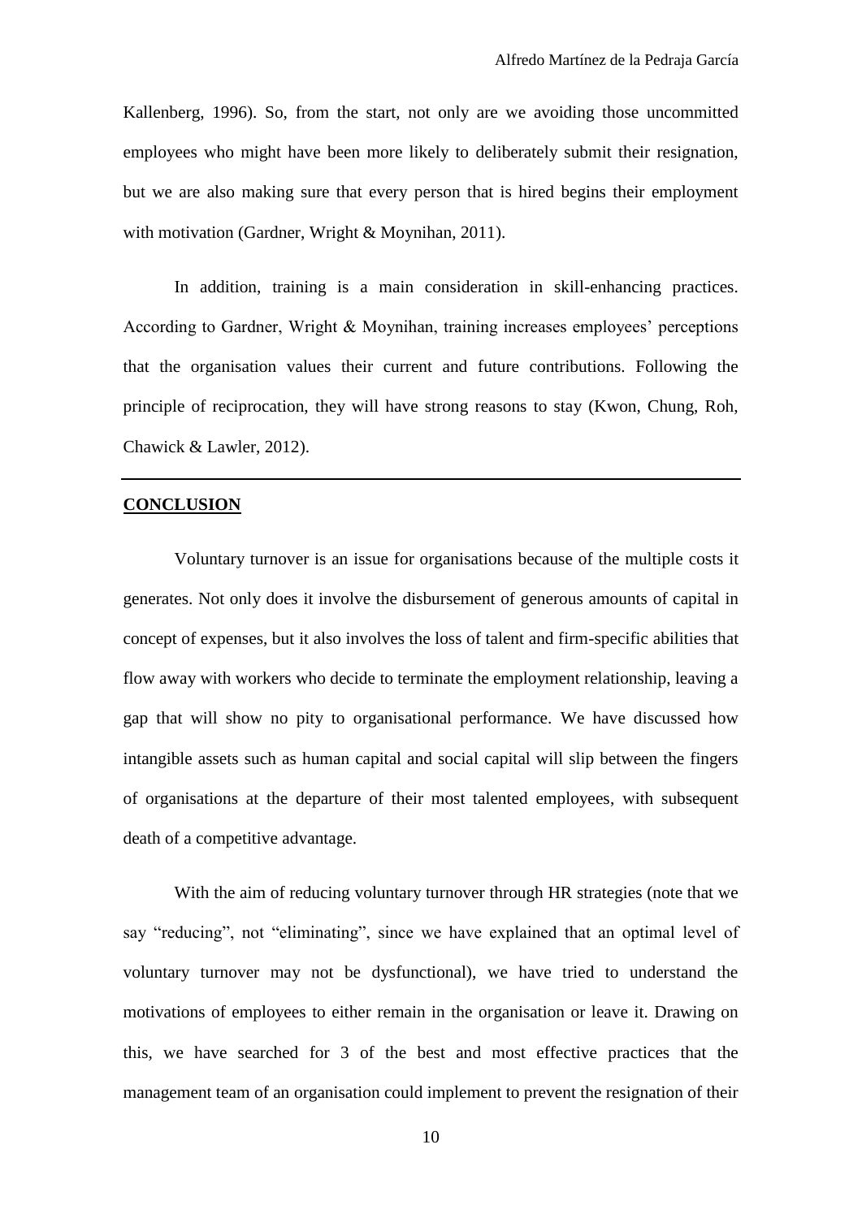Kallenberg, 1996). So, from the start, not only are we avoiding those uncommitted employees who might have been more likely to deliberately submit their resignation, but we are also making sure that every person that is hired begins their employment with motivation (Gardner, Wright & Moynihan, 2011).

In addition, training is a main consideration in skill-enhancing practices. According to Gardner, Wright & Moynihan, training increases employees' perceptions that the organisation values their current and future contributions. Following the principle of reciprocation, they will have strong reasons to stay (Kwon, Chung, Roh, Chawick & Lawler, 2012).

---

## CONCLUSION

Voluntary turnover is an issue for organisations because of the multiple costs it generates. Not only does it involve the disbursement of generous amounts of capital in concept of expenses, but it also involves the loss of talent and firm-specific abilities that flow away with workers who decide to terminate the employment relationship, leaving a gap that will show no pity to organisational performance. We have discussed how intangible assets such as human capital and social capital will slip between the fingers of organisations at the departure of their most talented employees, with subsequent death of a competitive advantage.

With the aim of reducing voluntary turnover through HR strategies (note that we say "reducing", not "eliminating", since we have explained that an optimal level of voluntary turnover may not be dysfunctional), we have tried to understand the motivations of employees to either remain in the organisation or leave it. Drawing on this, we have searched for 3 of the best and most effective practices that the management team of an organisation could implement to prevent the resignation of their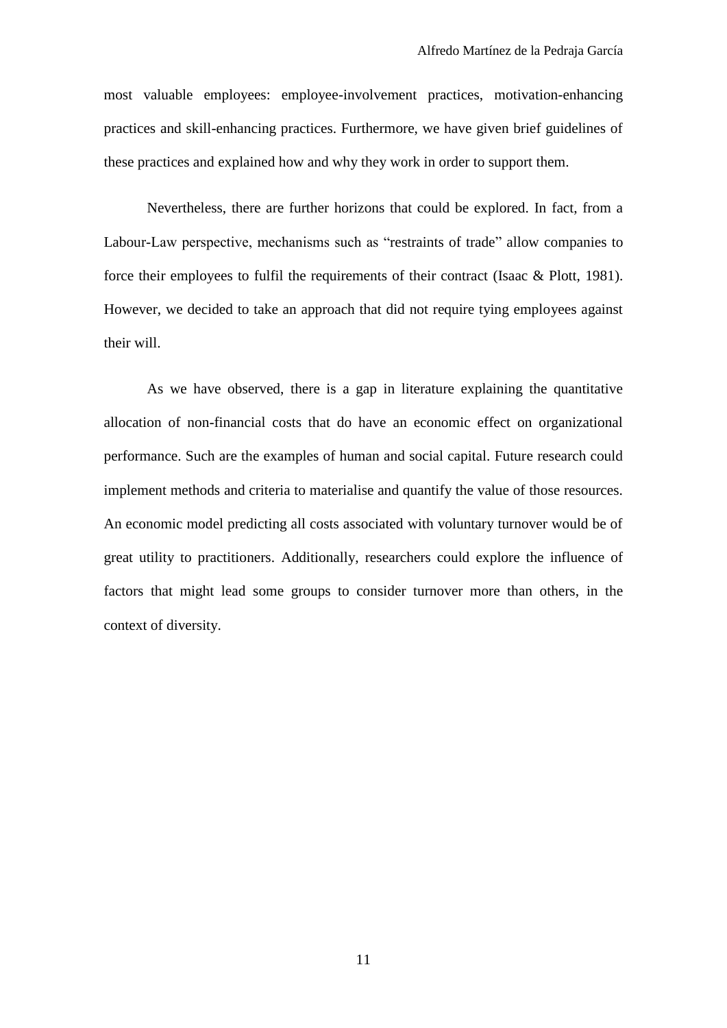most valuable employees: employee-involvement practices, motivation-enhancing practices and skill-enhancing practices. Furthermore, we have given brief guidelines of these practices and explained how and why they work in order to support them.

Nevertheless, there are further horizons that could be explored. In fact, from a Labour-Law perspective, mechanisms such as "restraints of trade" allow companies to force their employees to fulfil the requirements of their contract (Isaac & Plott, 1981). However, we decided to take an approach that did not require tying employees against their will.

As we have observed, there is a gap in literature explaining the quantitative allocation of non-financial costs that do have an economic effect on organizational performance. Such are the examples of human and social capital. Future research could implement methods and criteria to materialise and quantify the value of those resources. An economic model predicting all costs associated with voluntary turnover would be of great utility to practitioners. Additionally, researchers could explore the influence of factors that might lead some groups to consider turnover more than others, in the context of diversity.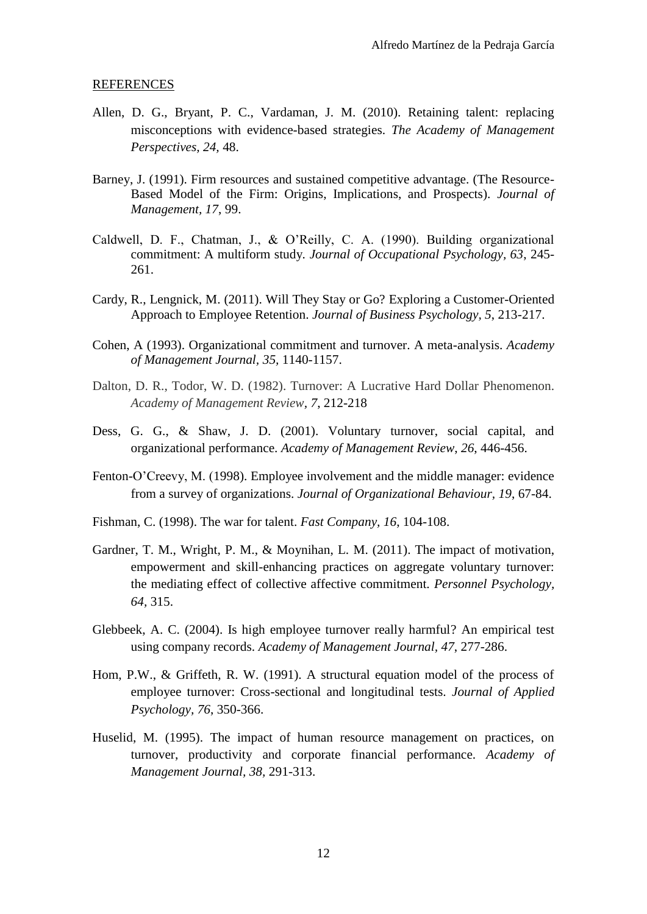REFERENCES

Allen, D. G., Bryant, P. C., Vardaman, J. M. (2010). Retaining talent: replacing misconceptions with evidence-based strategies. *The Academy of Management Perspectives*, *24*, 48.

Barney, J. (1991). Firm resources and sustained competitive advantage. (The Resource-Based Model of the Firm: Origins, Implications, and Prospects). *Journal of Management*, *17*, 99.

Caldwell, D. F., Chatman, J., & O'Reilly, C. A. (1990). Building organizational commitment: A multiform study. *Journal of Occupational Psychology*, *63*, 245-261.

Cardy, R., Lengnick, M. (2011). Will They Stay or Go? Exploring a Customer-Oriented Approach to Employee Retention. *Journal of Business Psychology*, *5*, 213-217.

Cohen, A (1993). Organizational commitment and turnover. A meta-analysis. *Academy of Management Journal*, *35*, 1140-1157.

Dalton, D. R., Todor, W. D. (1982). Turnover: A Lucrative Hard Dollar Phenomenon. *Academy of Management Review*, *7*, 212-218

Dess, G. G., & Shaw, J. D. (2001). Voluntary turnover, social capital, and organizational performance. *Academy of Management Review*, *26*, 446-456.

Fenton-O'Creevy, M. (1998). Employee involvement and the middle manager: evidence from a survey of organizations. *Journal of Organizational Behaviour*, *19*, 67-84.

Fishman, C. (1998). The war for talent. *Fast Company*, *16*, 104-108.

Gardner, T. M., Wright, P. M., & Moynihan, L. M. (2011). The impact of motivation, empowerment and skill-enhancing practices on aggregate voluntary turnover: the mediating effect of collective affective commitment. *Personnel Psychology*, *64*, 315.

Glebbeek, A. C. (2004). Is high employee turnover really harmful? An empirical test using company records. *Academy of Management Journal*, *47*, 277-286.

Hom, P.W., & Griffeth, R. W. (1991). A structural equation model of the process of employee turnover: Cross-sectional and longitudinal tests. *Journal of Applied Psychology*, *76*, 350-366.

Huselid, M. (1995). The impact of human resource management on practices, on turnover, productivity and corporate financial performance. *Academy of Management Journal*, *38*, 291-313.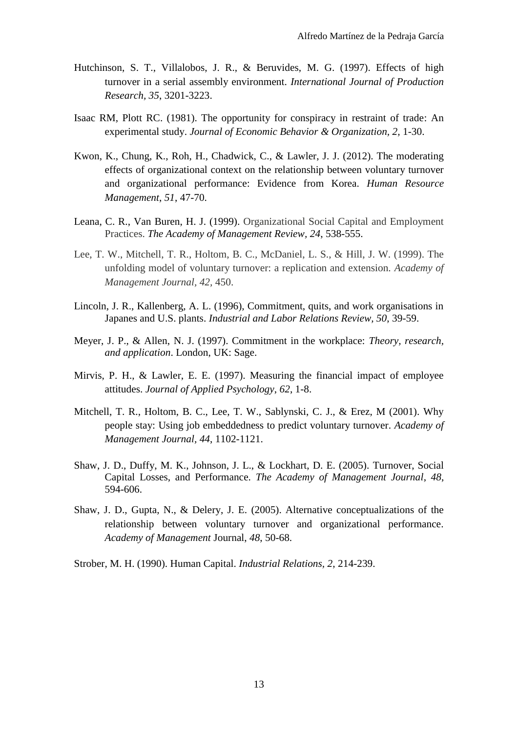Hutchinson, S. T., Villalobos, J. R., & Beruvides, M. G. (1997). Effects of high turnover in a serial assembly environment. *International Journal of Production Research, 35*, 3201-3223.

Isaac RM, Plott RC. (1981). The opportunity for conspiracy in restraint of trade: An experimental study. *Journal of Economic Behavior & Organization, 2,* 1-30.

Kwon, K., Chung, K., Roh, H., Chadwick, C., & Lawler, J. J. (2012). The moderating effects of organizational context on the relationship between voluntary turnover and organizational performance: Evidence from Korea. *Human Resource Management*, *51*, 47-70.

Leana, C. R., Van Buren, H. J. (1999). Organizational Social Capital and Employment Practices. *The Academy of Management Review*, *24*, 538-555.

Lee, T. W., Mitchell, T. R., Holtom, B. C., McDaniel, L. S., & Hill, J. W. (1999). The unfolding model of voluntary turnover: a replication and extension. *Academy of Management Journal, 42*, 450.

Lincoln, J. R., Kallenberg, A. L. (1996), Commitment, quits, and work organisations in Japanes and U.S. plants. *Industrial and Labor Relations Review, 50*, 39-59.

Meyer, J. P., & Allen, N. J. (1997). Commitment in the workplace: *Theory, research, and application*. London, UK: Sage.

Mirvis, P. H., & Lawler, E. E. (1997). Measuring the financial impact of employee attitudes. *Journal of Applied Psychology*, *62*, 1-8.

Mitchell, T. R., Holtom, B. C., Lee, T. W., Sablynski, C. J., & Erez, M (2001). Why people stay: Using job embeddedness to predict voluntary turnover. *Academy of Management Journal, 44*, 1102-1121.

Shaw, J. D., Duffy, M. K., Johnson, J. L., & Lockhart, D. E. (2005). Turnover, Social Capital Losses, and Performance. *The Academy of Management Journal*, *48*, 594-606.

Shaw, J. D., Gupta, N., & Delery, J. E. (2005). Alternative conceptualizations of the relationship between voluntary turnover and organizational performance. *Academy of Management* Journal, *48*, 50-68.

Strober, M. H. (1990). Human Capital. *Industrial Relations*, *2*, 214-239.